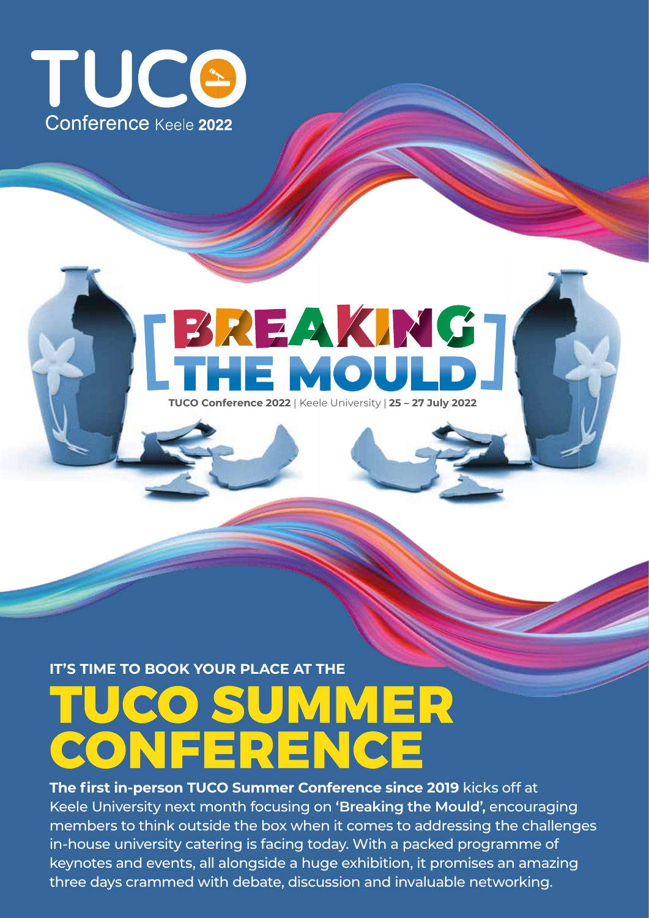TUCO

Conference Keele **2022**

# [BREAKING THE MOULD]

**TUCO Conference 2022** | Keele University | **25 – 27 July 2022**

**IT'S TIME TO BOOK YOUR PLACE AT THE**

# TUCO SUMMER CONFERENCE

**The first in-person TUCO Summer Conference since 2019** kicks off at Keele University next month focusing on **'Breaking the Mould',** encouraging members to think outside the box when it comes to addressing the challenges in-house university catering is facing today. With a packed programme of keynotes and events, all alongside a huge exhibition, it promises an amazing three days crammed with debate, discussion and invaluable networking.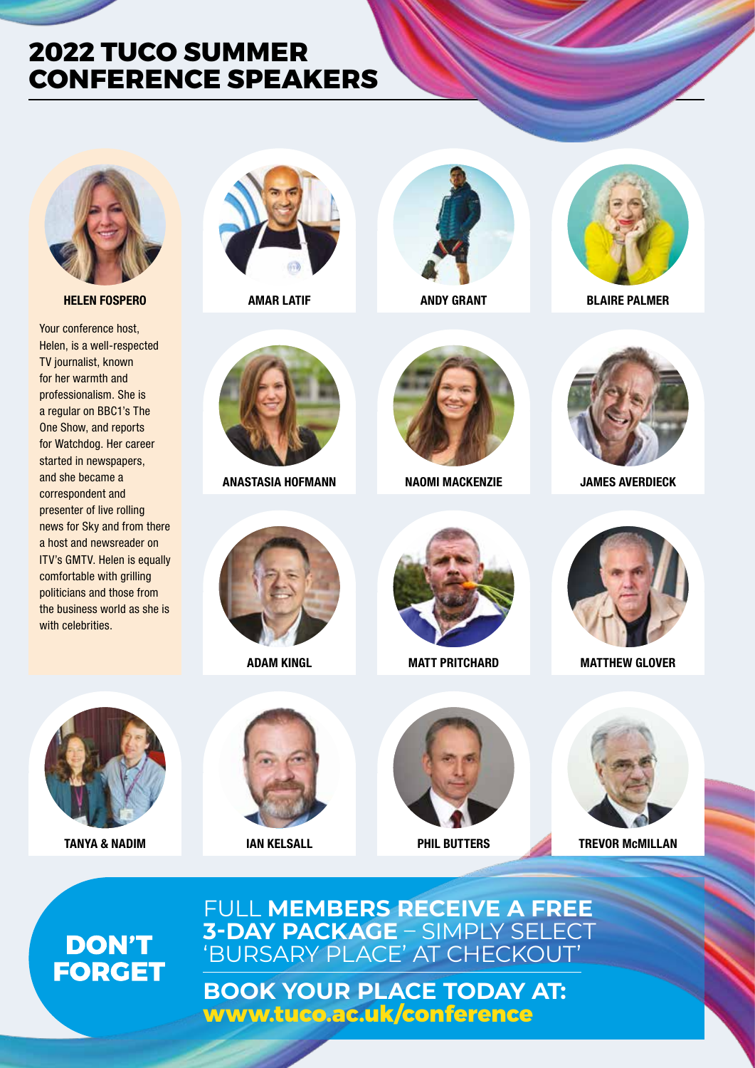# 2022 TUCO SUMMER CONFERENCE SPEAKERS

**HELEN FOSPERO**

Your conference host, Helen, is a well-respected TV journalist, known for her warmth and professionalism. She is a regular on BBC1's The One Show, and reports for Watchdog. Her career started in newspapers, and she became a correspondent and presenter of live rolling news for Sky and from there a host and newsreader on ITV's GMTV. Helen is equally comfortable with grilling politicians and those from the business world as she is with celebrities.

**AMAR LATIF**

**ANDY GRANT**

**BLAIRE PALMER**

**ANASTASIA HOFMANN**

**NAOMI MACKENZIE**

**JAMES AVERDIECK**

**ADAM KINGL**

**MATT PRITCHARD**

**MATTHEW GLOVER**

**TANYA & NADIM**

**IAN KELSALL**

**PHIL BUTTERS**

**TREVOR McMILLAN**

## DON'T FORGET

FULL **MEMBERS RECEIVE A FREE 3-DAY PACKAGE** – SIMPLY SELECT 'BURSARY PLACE' AT CHECKOUT'

**BOOK YOUR PLACE TODAY AT:**
**www.tuco.ac.uk/conference**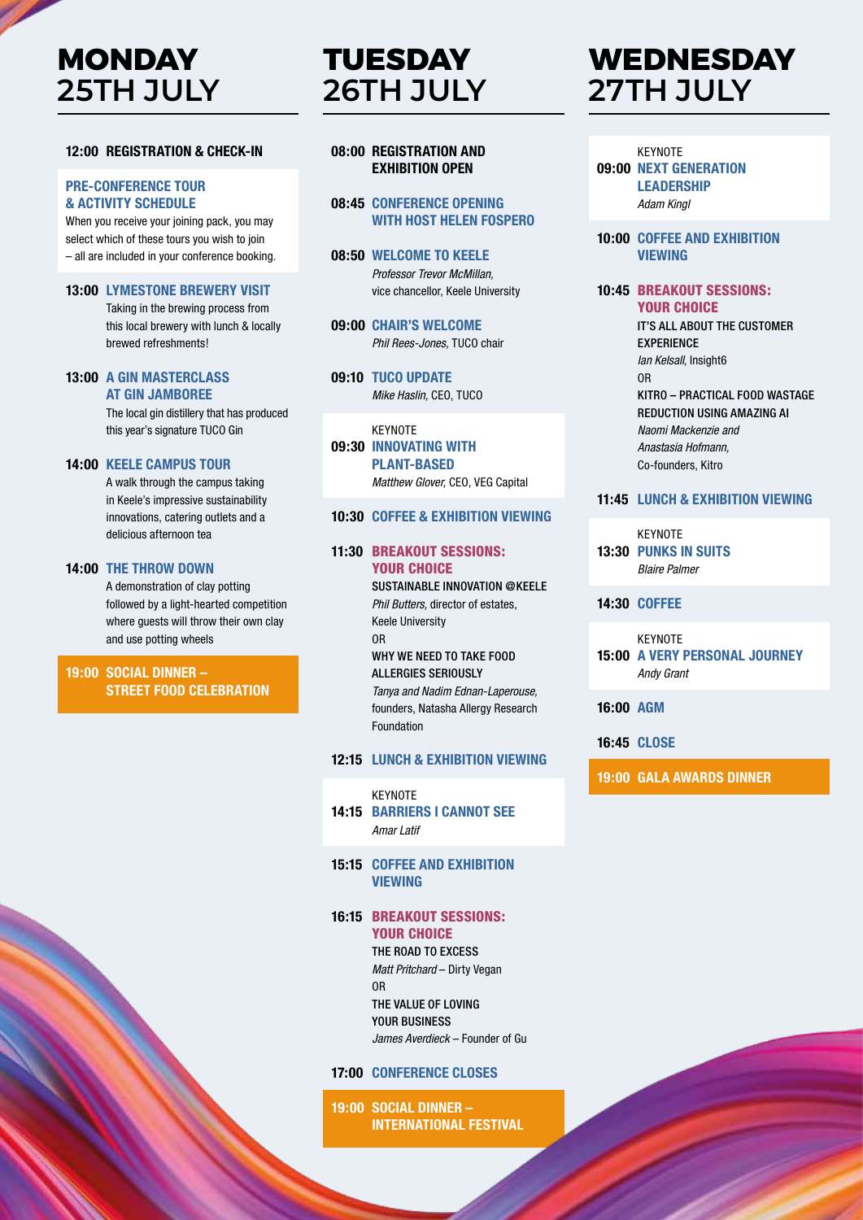# MONDAY 25TH JULY

**12:00 REGISTRATION & CHECK-IN**

**PRE-CONFERENCE TOUR & ACTIVITY SCHEDULE**

When you receive your joining pack, you may select which of these tours you wish to join – all are included in your conference booking.

**13:00 LYMESTONE BREWERY VISIT**
Taking in the brewing process from this local brewery with lunch & locally brewed refreshments!

**13:00 A GIN MASTERCLASS AT GIN JAMBOREE**
The local gin distillery that has produced this year's signature TUCO Gin

**14:00 KEELE CAMPUS TOUR**
A walk through the campus taking in Keele's impressive sustainability innovations, catering outlets and a delicious afternoon tea

**14:00 THE THROW DOWN**
A demonstration of clay potting followed by a light-hearted competition where guests will throw their own clay and use potting wheels

**19:00 SOCIAL DINNER – STREET FOOD CELEBRATION**

# TUESDAY 26TH JULY

**08:00 REGISTRATION AND EXHIBITION OPEN**

**08:45 CONFERENCE OPENING WITH HOST HELEN FOSPERO**

**08:50 WELCOME TO KEELE**
*Professor Trevor McMillan,* vice chancellor, Keele University

**09:00 CHAIR'S WELCOME**
*Phil Rees-Jones,* TUCO chair

**09:10 TUCO UPDATE**
*Mike Haslin,* CEO, TUCO

KEYNOTE
**09:30 INNOVATING WITH PLANT-BASED**
*Matthew Glover,* CEO, VEG Capital

**10:30 COFFEE & EXHIBITION VIEWING**

**11:30 BREAKOUT SESSIONS: YOUR CHOICE**
SUSTAINABLE INNOVATION @KEELE
*Phil Butters,* director of estates, Keele University
OR
WHY WE NEED TO TAKE FOOD ALLERGIES SERIOUSLY
*Tanya and Nadim Ednan-Laperouse,* founders, Natasha Allergy Research Foundation

**12:15 LUNCH & EXHIBITION VIEWING**

KEYNOTE
**14:15 BARRIERS I CANNOT SEE**
*Amar Latif*

**15:15 COFFEE AND EXHIBITION VIEWING**

**16:15 BREAKOUT SESSIONS: YOUR CHOICE**
THE ROAD TO EXCESS
*Matt Pritchard* – Dirty Vegan
OR
THE VALUE OF LOVING YOUR BUSINESS
*James Averdieck* – Founder of Gu

**17:00 CONFERENCE CLOSES**

**19:00 SOCIAL DINNER – INTERNATIONAL FESTIVAL**

# WEDNESDAY 27TH JULY

KEYNOTE
**09:00 NEXT GENERATION LEADERSHIP**
*Adam Kingl*

**10:00 COFFEE AND EXHIBITION VIEWING**

**10:45 BREAKOUT SESSIONS: YOUR CHOICE**
IT'S ALL ABOUT THE CUSTOMER EXPERIENCE
*Ian Kelsall,* Insight6
OR
KITRO – PRACTICAL FOOD WASTAGE REDUCTION USING AMAZING AI
*Naomi Mackenzie and Anastasia Hofmann,* Co-founders, Kitro

**11:45 LUNCH & EXHIBITION VIEWING**

KEYNOTE
**13:30 PUNKS IN SUITS**
*Blaire Palmer*

**14:30 COFFEE**

KEYNOTE
**15:00 A VERY PERSONAL JOURNEY**
*Andy Grant*

**16:00 AGM**

**16:45 CLOSE**

**19:00 GALA AWARDS DINNER**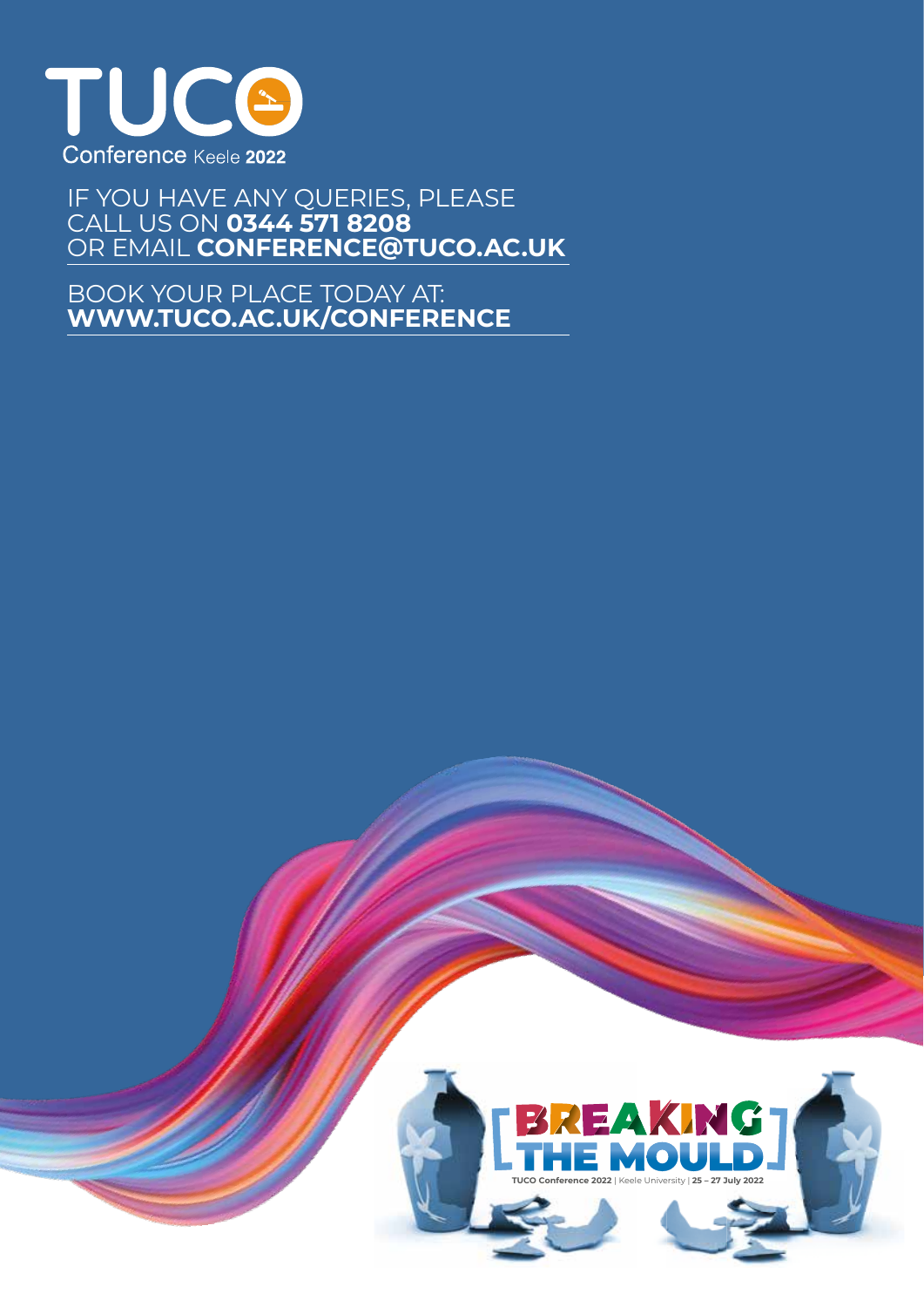TUCO

Conference Keele **2022**

IF YOU HAVE ANY QUERIES, PLEASE CALL US ON **0344 571 8208** OR EMAIL **CONFERENCE@TUCO.AC.UK**

BOOK YOUR PLACE TODAY AT: **WWW.TUCO.AC.UK/CONFERENCE**

[BREAKING THE MOULD]

**TUCO Conference 2022** | Keele University | **25 – 27 July 2022**